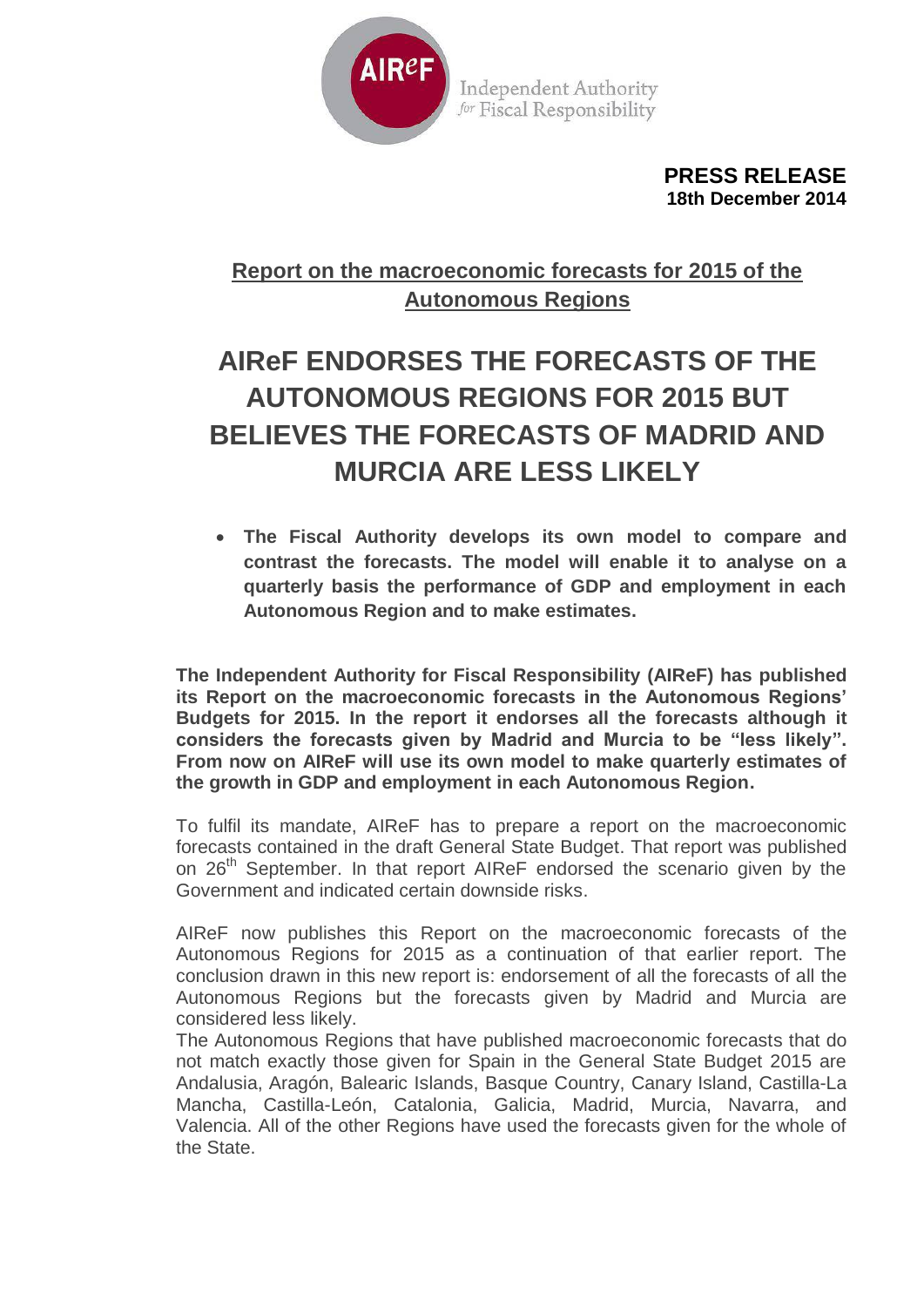AIReF Independent Authority *for* Fiscal Responsibility

**PRESS RELEASE**
**18th December 2014**

## Report on the macroeconomic forecasts for 2015 of the Autonomous Regions

# AIReF ENDORSES THE FORECASTS OF THE AUTONOMOUS REGIONS FOR 2015 BUT BELIEVES THE FORECASTS OF MADRID AND MURCIA ARE LESS LIKELY

- **The Fiscal Authority develops its own model to compare and contrast the forecasts. The model will enable it to analyse on a quarterly basis the performance of GDP and employment in each Autonomous Region and to make estimates.**

**The Independent Authority for Fiscal Responsibility (AIReF) has published its Report on the macroeconomic forecasts in the Autonomous Regions' Budgets for 2015. In the report it endorses all the forecasts although it considers the forecasts given by Madrid and Murcia to be "less likely". From now on AIReF will use its own model to make quarterly estimates of the growth in GDP and employment in each Autonomous Region.**

To fulfil its mandate, AIReF has to prepare a report on the macroeconomic forecasts contained in the draft General State Budget. That report was published on 26th September. In that report AIReF endorsed the scenario given by the Government and indicated certain downside risks.

AIReF now publishes this Report on the macroeconomic forecasts of the Autonomous Regions for 2015 as a continuation of that earlier report. The conclusion drawn in this new report is: endorsement of all the forecasts of all the Autonomous Regions but the forecasts given by Madrid and Murcia are considered less likely.

The Autonomous Regions that have published macroeconomic forecasts that do not match exactly those given for Spain in the General State Budget 2015 are Andalusia, Aragón, Balearic Islands, Basque Country, Canary Island, Castilla-La Mancha, Castilla-León, Catalonia, Galicia, Madrid, Murcia, Navarra, and Valencia. All of the other Regions have used the forecasts given for the whole of the State.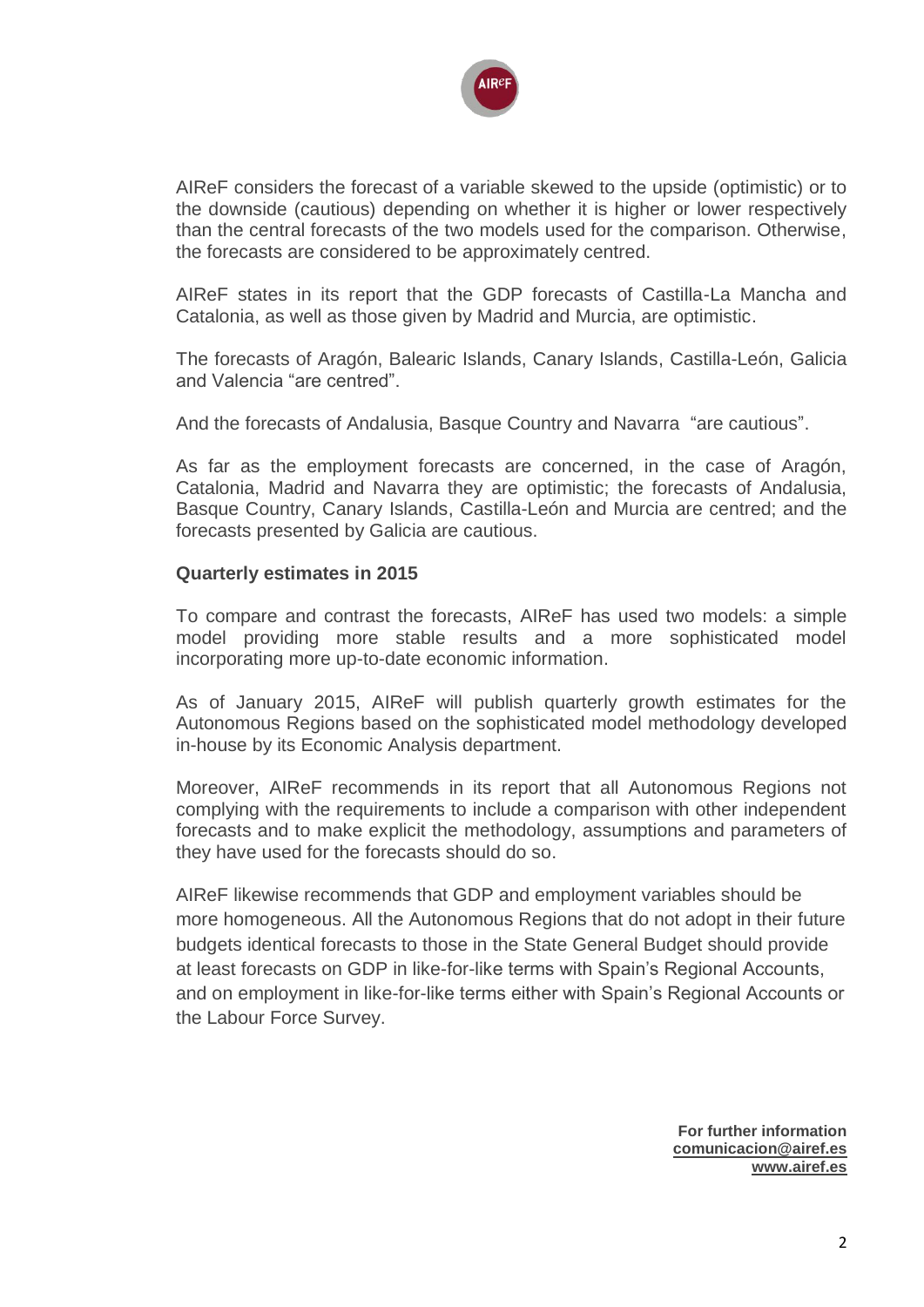AIReF considers the forecast of a variable skewed to the upside (optimistic) or to the downside (cautious) depending on whether it is higher or lower respectively than the central forecasts of the two models used for the comparison. Otherwise, the forecasts are considered to be approximately centred.

AIReF states in its report that the GDP forecasts of Castilla-La Mancha and Catalonia, as well as those given by Madrid and Murcia, are optimistic.

The forecasts of Aragón, Balearic Islands, Canary Islands, Castilla-León, Galicia and Valencia "are centred".

And the forecasts of Andalusia, Basque Country and Navarra "are cautious".

As far as the employment forecasts are concerned, in the case of Aragón, Catalonia, Madrid and Navarra they are optimistic; the forecasts of Andalusia, Basque Country, Canary Islands, Castilla-León and Murcia are centred; and the forecasts presented by Galicia are cautious.

**Quarterly estimates in 2015**

To compare and contrast the forecasts, AIReF has used two models: a simple model providing more stable results and a more sophisticated model incorporating more up-to-date economic information.

As of January 2015, AIReF will publish quarterly growth estimates for the Autonomous Regions based on the sophisticated model methodology developed in-house by its Economic Analysis department.

Moreover, AIReF recommends in its report that all Autonomous Regions not complying with the requirements to include a comparison with other independent forecasts and to make explicit the methodology, assumptions and parameters of they have used for the forecasts should do so.

AIReF likewise recommends that GDP and employment variables should be more homogeneous. All the Autonomous Regions that do not adopt in their future budgets identical forecasts to those in the State General Budget should provide at least forecasts on GDP in like-for-like terms with Spain's Regional Accounts, and on employment in like-for-like terms either with Spain's Regional Accounts or the Labour Force Survey.

**For further information**
**comunicacion@airef.es**
**www.airef.es**